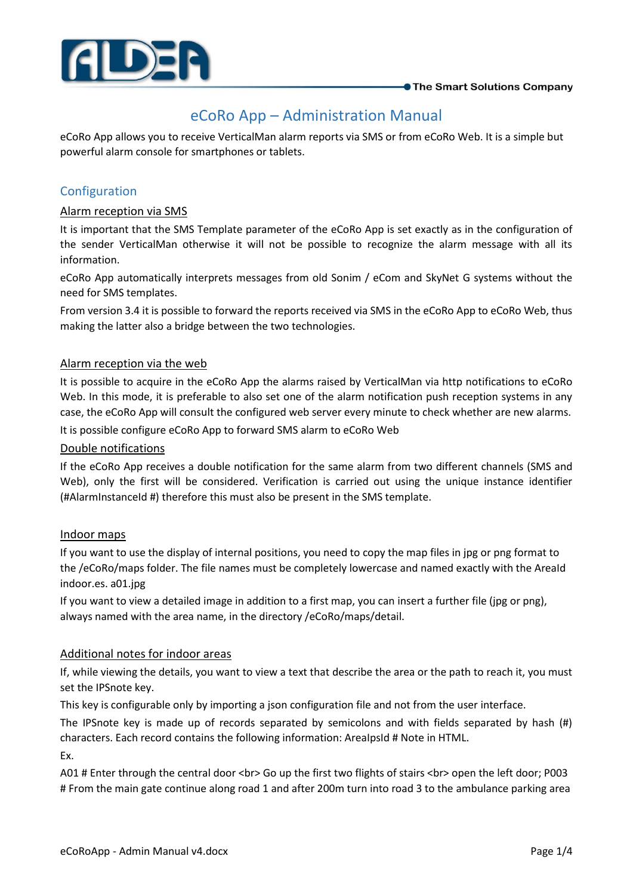# eCoRo App – Administration Manual

eCoRo App allows you to receive VerticalMan alarm reports via SMS or from eCoRo Web. It is a simple but powerful alarm console for smartphones or tablets.

## Configuration

### Alarm reception via SMS

It is important that the SMS Template parameter of the eCoRo App is set exactly as in the configuration of the sender VerticalMan otherwise it will not be possible to recognize the alarm message with all its information.

eCoRo App automatically interprets messages from old Sonim / eCom and SkyNet G systems without the need for SMS templates.

From version 3.4 it is possible to forward the reports received via SMS in the eCoRo App to eCoRo Web, thus making the latter also a bridge between the two technologies.

### Alarm reception via the web

It is possible to acquire in the eCoRo App the alarms raised by VerticalMan via http notifications to eCoRo Web. In this mode, it is preferable to also set one of the alarm notification push reception systems in any case, the eCoRo App will consult the configured web server every minute to check whether are new alarms.

It is possible configure eCoRo App to forward SMS alarm to eCoRo Web

### Double notifications

If the eCoRo App receives a double notification for the same alarm from two different channels (SMS and Web), only the first will be considered. Verification is carried out using the unique instance identifier (#AlarmInstanceId #) therefore this must also be present in the SMS template.

### Indoor maps

If you want to use the display of internal positions, you need to copy the map files in jpg or png format to the /eCoRo/maps folder. The file names must be completely lowercase and named exactly with the AreaId indoor.es. a01.jpg

If you want to view a detailed image in addition to a first map, you can insert a further file (jpg or png), always named with the area name, in the directory /eCoRo/maps/detail.

### Additional notes for indoor areas

If, while viewing the details, you want to view a text that describe the area or the path to reach it, you must set the IPSnote key.

This key is configurable only by importing a json configuration file and not from the user interface.

The IPSnote key is made up of records separated by semicolons and with fields separated by hash (#) characters. Each record contains the following information: AreaIpsId # Note in HTML.

Ex.

A01 # Enter through the central door <br> Go up the first two flights of stairs <br> open the left door; P003 # From the main gate continue along road 1 and after 200m turn into road 3 to the ambulance parking area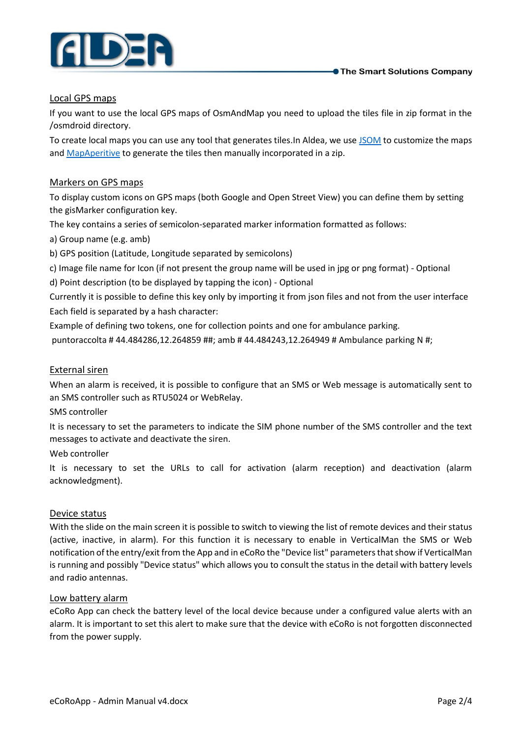## Local GPS maps

If you want to use the local GPS maps of OsmAndMap you need to upload the tiles file in zip format in the /osmdroid directory.

To create local maps you can use any tool that generates tiles.In Aldea, we use JSOM to customize the maps and MapAperitive to generate the tiles then manually incorporated in a zip.

## Markers on GPS maps

To display custom icons on GPS maps (both Google and Open Street View) you can define them by setting the gisMarker configuration key.

The key contains a series of semicolon-separated marker information formatted as follows:

a) Group name (e.g. amb)

b) GPS position (Latitude, Longitude separated by semicolons)

c) Image file name for Icon (if not present the group name will be used in jpg or png format) - Optional

d) Point description (to be displayed by tapping the icon) - Optional

Currently it is possible to define this key only by importing it from json files and not from the user interface

Each field is separated by a hash character:

Example of defining two tokens, one for collection points and one for ambulance parking.

puntoraccolta # 44.484286,12.264859 ##; amb # 44.484243,12.264949 # Ambulance parking N #;

## External siren

When an alarm is received, it is possible to configure that an SMS or Web message is automatically sent to an SMS controller such as RTU5024 or WebRelay.

SMS controller

It is necessary to set the parameters to indicate the SIM phone number of the SMS controller and the text messages to activate and deactivate the siren.

Web controller

It is necessary to set the URLs to call for activation (alarm reception) and deactivation (alarm acknowledgment).

## Device status

With the slide on the main screen it is possible to switch to viewing the list of remote devices and their status (active, inactive, in alarm). For this function it is necessary to enable in VerticalMan the SMS or Web notification of the entry/exit from the App and in eCoRo the "Device list" parameters that show if VerticalMan is running and possibly "Device status" which allows you to consult the status in the detail with battery levels and radio antennas.

## Low battery alarm

eCoRo App can check the battery level of the local device because under a configured value alerts with an alarm. It is important to set this alert to make sure that the device with eCoRo is not forgotten disconnected from the power supply.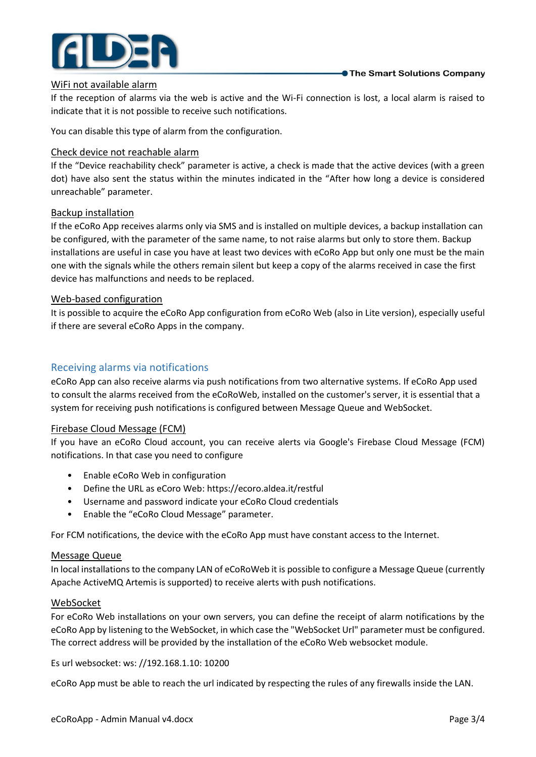### WiFi not available alarm

If the reception of alarms via the web is active and the Wi-Fi connection is lost, a local alarm is raised to indicate that it is not possible to receive such notifications.

You can disable this type of alarm from the configuration.

### Check device not reachable alarm

If the "Device reachability check" parameter is active, a check is made that the active devices (with a green dot) have also sent the status within the minutes indicated in the "After how long a device is considered unreachable" parameter.

### Backup installation

If the eCoRo App receives alarms only via SMS and is installed on multiple devices, a backup installation can be configured, with the parameter of the same name, to not raise alarms but only to store them. Backup installations are useful in case you have at least two devices with eCoRo App but only one must be the main one with the signals while the others remain silent but keep a copy of the alarms received in case the first device has malfunctions and needs to be replaced.

### Web-based configuration

It is possible to acquire the eCoRo App configuration from eCoRo Web (also in Lite version), especially useful if there are several eCoRo Apps in the company.

## Receiving alarms via notifications

eCoRo App can also receive alarms via push notifications from two alternative systems. If eCoRo App used to consult the alarms received from the eCoRoWeb, installed on the customer's server, it is essential that a system for receiving push notifications is configured between Message Queue and WebSocket.

### Firebase Cloud Message (FCM)

If you have an eCoRo Cloud account, you can receive alerts via Google's Firebase Cloud Message (FCM) notifications. In that case you need to configure

- Enable eCoRo Web in configuration
- Define the URL as eCoro Web: https://ecoro.aldea.it/restful
- Username and password indicate your eCoRo Cloud credentials
- Enable the "eCoRo Cloud Message" parameter.

For FCM notifications, the device with the eCoRo App must have constant access to the Internet.

### Message Queue

In local installations to the company LAN of eCoRoWeb it is possible to configure a Message Queue (currently Apache ActiveMQ Artemis is supported) to receive alerts with push notifications.

### WebSocket

For eCoRo Web installations on your own servers, you can define the receipt of alarm notifications by the eCoRo App by listening to the WebSocket, in which case the "WebSocket Url" parameter must be configured. The correct address will be provided by the installation of the eCoRo Web websocket module.

Es url websocket: ws: //192.168.1.10: 10200

eCoRo App must be able to reach the url indicated by respecting the rules of any firewalls inside the LAN.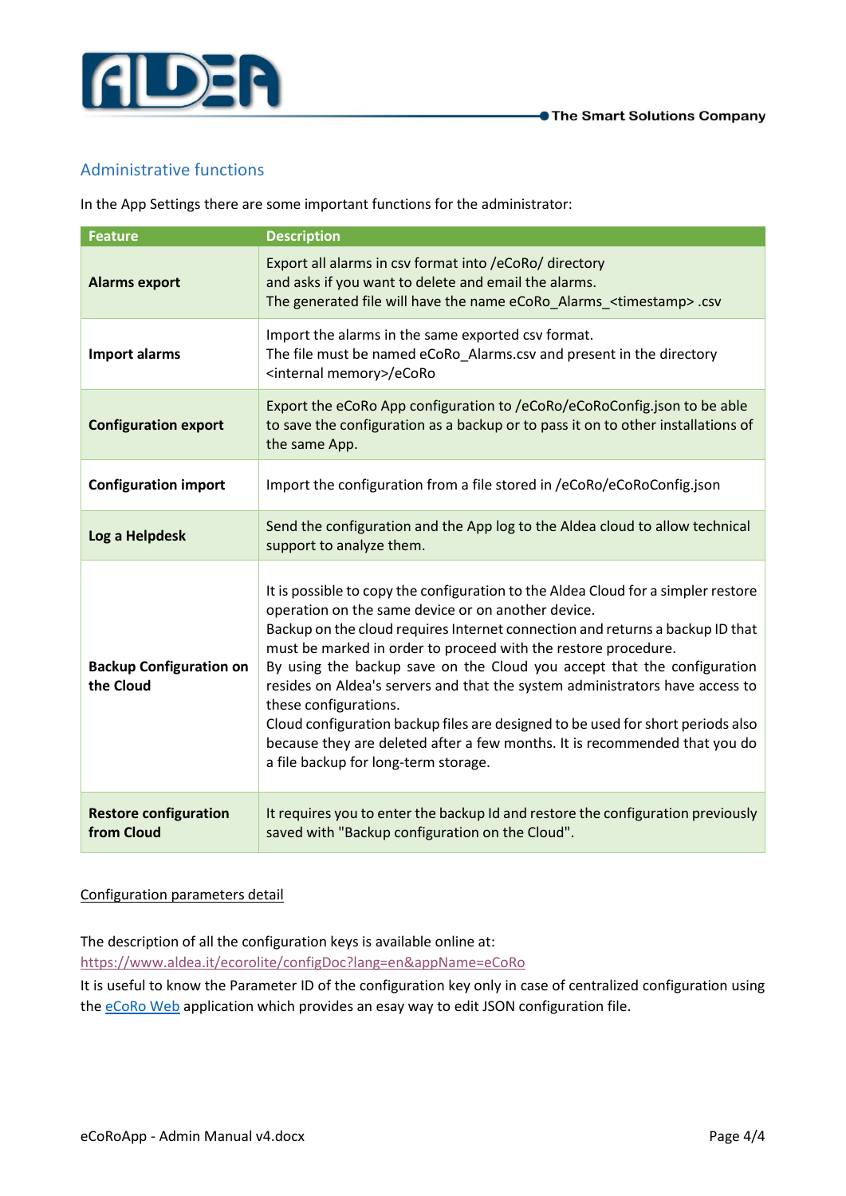## Administrative functions

In the App Settings there are some important functions for the administrator:

| Feature | Description |
|---|---|
| **Alarms export** | Export all alarms in csv format into /eCoRo/ directory<br>and asks if you want to delete and email the alarms.<br>The generated file will have the name eCoRo_Alarms_<timestamp> .csv |
| **Import alarms** | Import the alarms in the same exported csv format.<br>The file must be named eCoRo_Alarms.csv and present in the directory <internal memory>/eCoRo |
| **Configuration export** | Export the eCoRo App configuration to /eCoRo/eCoRoConfig.json to be able to save the configuration as a backup or to pass it on to other installations of the same App. |
| **Configuration import** | Import the configuration from a file stored in /eCoRo/eCoRoConfig.json |
| **Log a Helpdesk** | Send the configuration and the App log to the Aldea cloud to allow technical support to analyze them. |
| **Backup Configuration on the Cloud** | It is possible to copy the configuration to the Aldea Cloud for a simpler restore operation on the same device or on another device.<br>Backup on the cloud requires Internet connection and returns a backup ID that must be marked in order to proceed with the restore procedure.<br>By using the backup save on the Cloud you accept that the configuration resides on Aldea's servers and that the system administrators have access to these configurations.<br>Cloud configuration backup files are designed to be used for short periods also because they are deleted after a few months. It is recommended that you do a file backup for long-term storage. |
| **Restore configuration from Cloud** | It requires you to enter the backup Id and restore the configuration previously saved with "Backup configuration on the Cloud". |

Configuration parameters detail

The description of all the configuration keys is available online at:
https://www.aldea.it/ecorolite/configDoc?lang=en&appName=eCoRo
It is useful to know the Parameter ID of the configuration key only in case of centralized configuration using the eCoRo Web application which provides an esay way to edit JSON configuration file.